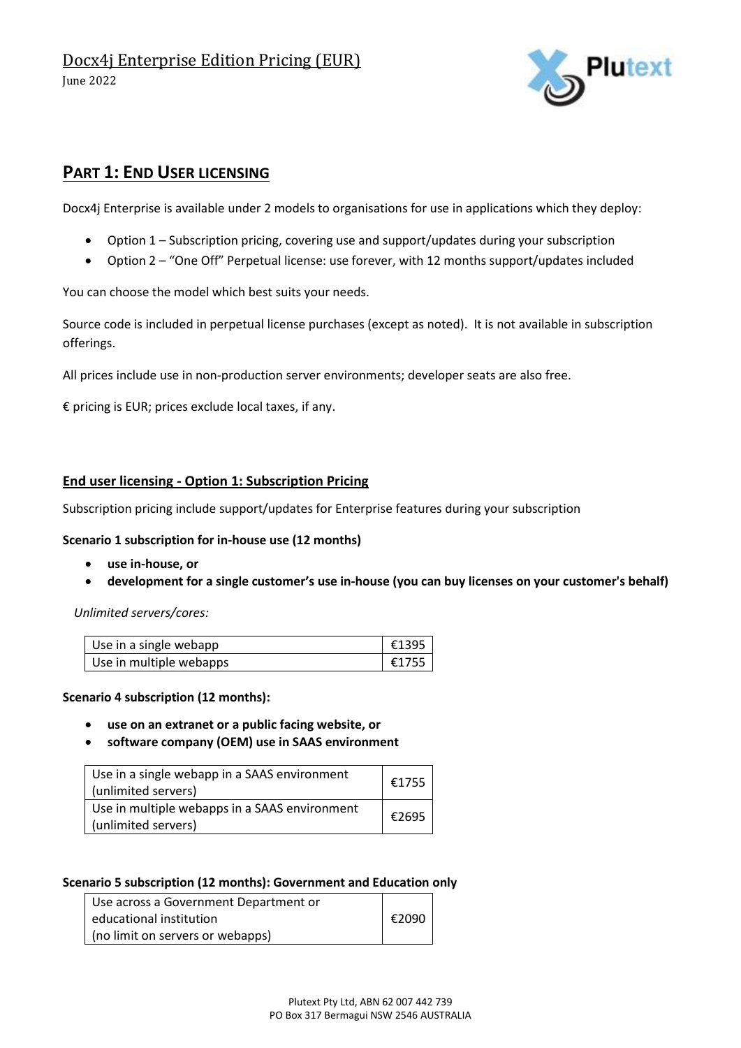# Docx4j Enterprise Edition Pricing (EUR)

June 2022

## PART 1: END USER LICENSING

Docx4j Enterprise is available under 2 models to organisations for use in applications which they deploy:

- Option 1 – Subscription pricing, covering use and support/updates during your subscription
- Option 2 – "One Off" Perpetual license: use forever, with 12 months support/updates included

You can choose the model which best suits your needs.

Source code is included in perpetual license purchases (except as noted). It is not available in subscription offerings.

All prices include use in non-production server environments; developer seats are also free.

€ pricing is EUR; prices exclude local taxes, if any.

### End user licensing - Option 1: Subscription Pricing

Subscription pricing include support/updates for Enterprise features during your subscription

**Scenario 1 subscription for in-house use (12 months)**

- **use in-house, or**
- **development for a single customer's use in-house (you can buy licenses on your customer's behalf)**

*Unlimited servers/cores:*

| | |
|---|---|
| Use in a single webapp | €1395 |
| Use in multiple webapps | €1755 |

**Scenario 4 subscription (12 months):**

- **use on an extranet or a public facing website, or**
- **software company (OEM) use in SAAS environment**

| | |
|---|---|
| Use in a single webapp in a SAAS environment (unlimited servers) | €1755 |
| Use in multiple webapps in a SAAS environment (unlimited servers) | €2695 |

**Scenario 5 subscription (12 months): Government and Education only**

| | |
|---|---|
| Use across a Government Department or educational institution (no limit on servers or webapps) | €2090 |

Plutext Pty Ltd, ABN 62 007 442 739
PO Box 317 Bermagui NSW 2546 AUSTRALIA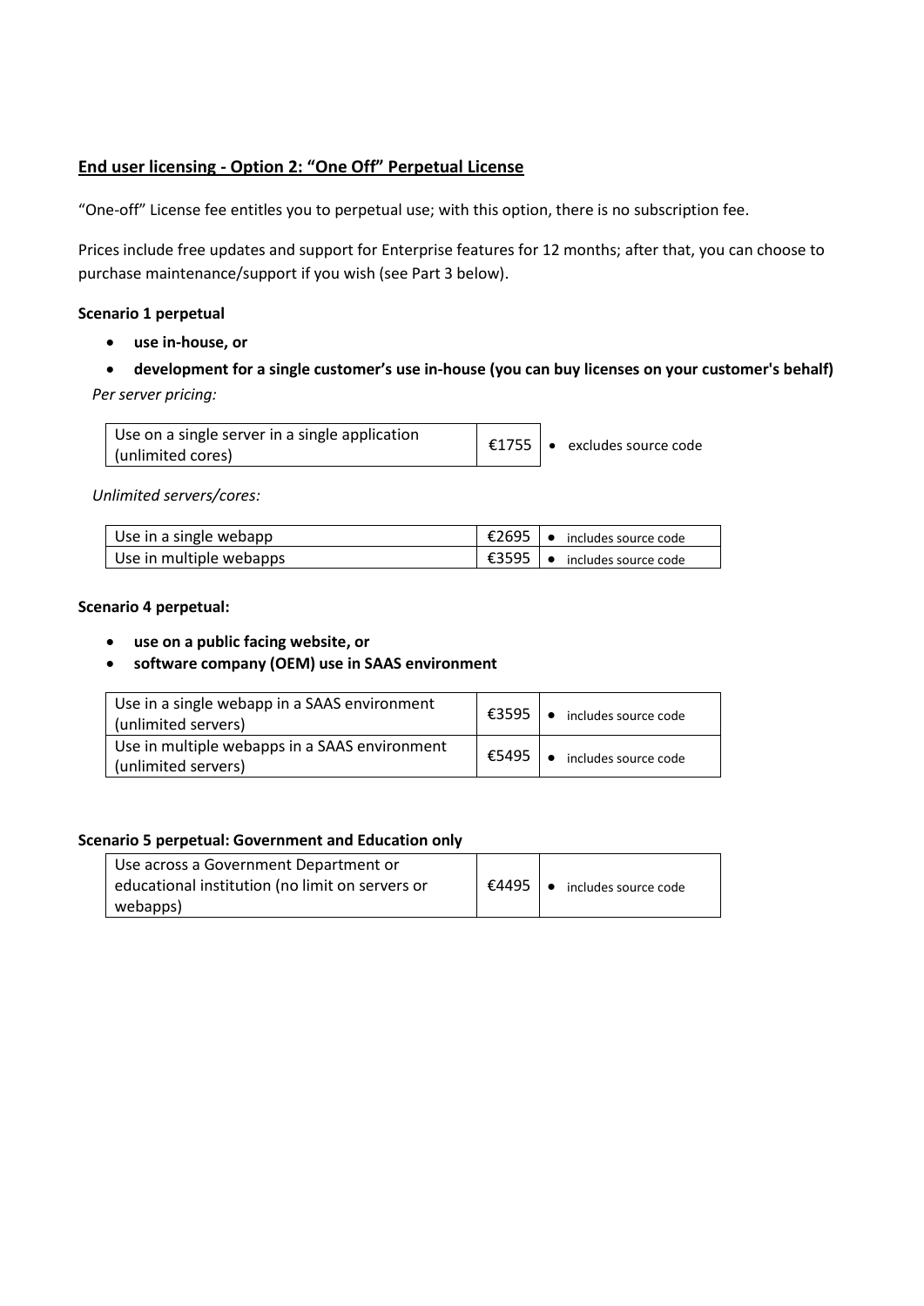## End user licensing - Option 2: "One Off" Perpetual License

"One-off" License fee entitles you to perpetual use; with this option, there is no subscription fee.

Prices include free updates and support for Enterprise features for 12 months; after that, you can choose to purchase maintenance/support if you wish (see Part 3 below).

### Scenario 1 perpetual

- **use in-house, or**
- **development for a single customer's use in-house (you can buy licenses on your customer's behalf)**

*Per server pricing:*

| Use on a single server in a single application (unlimited cores) | €1755 | • excludes source code |
|---|---|---|

*Unlimited servers/cores:*

| Use in a single webapp | €2695 | • includes source code |
|---|---|---|
| Use in multiple webapps | €3595 | • includes source code |

### Scenario 4 perpetual:

- **use on a public facing website, or**
- **software company (OEM) use in SAAS environment**

| Use in a single webapp in a SAAS environment (unlimited servers) | €3595 | • includes source code |
|---|---|---|
| Use in multiple webapps in a SAAS environment (unlimited servers) | €5495 | • includes source code |

### Scenario 5 perpetual: Government and Education only

| Use across a Government Department or educational institution (no limit on servers or webapps) | €4495 | • includes source code |
|---|---|---|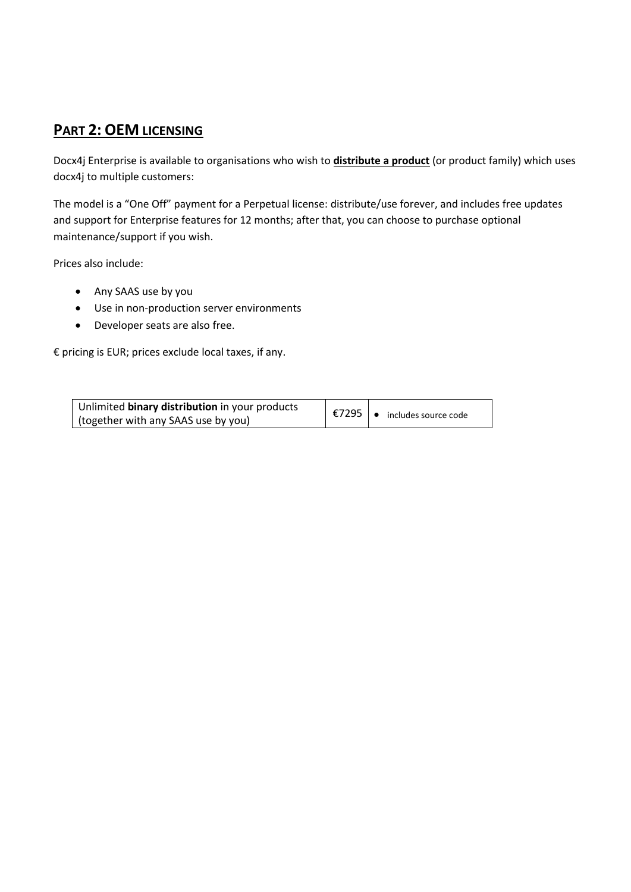## **PART 2: OEM LICENSING**

Docx4j Enterprise is available to organisations who wish to **distribute a product** (or product family) which uses docx4j to multiple customers:

The model is a "One Off" payment for a Perpetual license: distribute/use forever, and includes free updates and support for Enterprise features for 12 months; after that, you can choose to purchase optional maintenance/support if you wish.

Prices also include:

- Any SAAS use by you
- Use in non-production server environments
- Developer seats are also free.

€ pricing is EUR; prices exclude local taxes, if any.

| Unlimited **binary distribution** in your products (together with any SAAS use by you) | €7295 | • includes source code |
|---|---|---|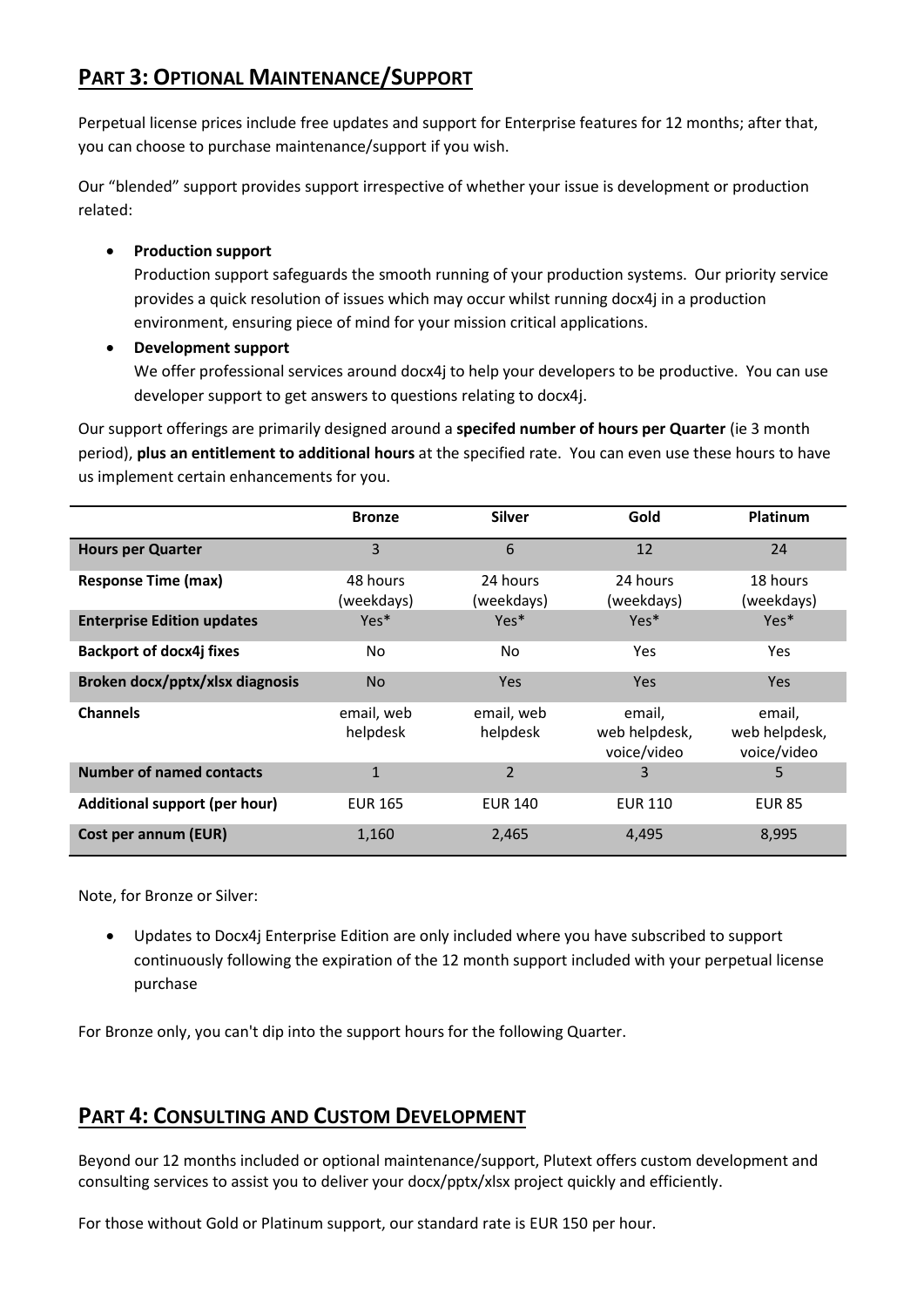## PART 3: OPTIONAL MAINTENANCE/SUPPORT

Perpetual license prices include free updates and support for Enterprise features for 12 months; after that, you can choose to purchase maintenance/support if you wish.

Our "blended" support provides support irrespective of whether your issue is development or production related:

- **Production support**
  Production support safeguards the smooth running of your production systems. Our priority service provides a quick resolution of issues which may occur whilst running docx4j in a production environment, ensuring piece of mind for your mission critical applications.
- **Development support**
  We offer professional services around docx4j to help your developers to be productive. You can use developer support to get answers to questions relating to docx4j.

Our support offerings are primarily designed around a **specifed number of hours per Quarter** (ie 3 month period), **plus an entitlement to additional hours** at the specified rate. You can even use these hours to have us implement certain enhancements for you.

| | Bronze | Silver | Gold | Platinum |
|---|---|---|---|---|
| **Hours per Quarter** | 3 | 6 | 12 | 24 |
| **Response Time (max)** | 48 hours (weekdays) | 24 hours (weekdays) | 24 hours (weekdays) | 18 hours (weekdays) |
| **Enterprise Edition updates** | Yes* | Yes* | Yes* | Yes* |
| **Backport of docx4j fixes** | No | No | Yes | Yes |
| **Broken docx/pptx/xlsx diagnosis** | No | Yes | Yes | Yes |
| **Channels** | email, web helpdesk | email, web helpdesk | email, web helpdesk, voice/video | email, web helpdesk, voice/video |
| **Number of named contacts** | 1 | 2 | 3 | 5 |
| **Additional support (per hour)** | EUR 165 | EUR 140 | EUR 110 | EUR 85 |
| **Cost per annum (EUR)** | 1,160 | 2,465 | 4,495 | 8,995 |

Note, for Bronze or Silver:

- Updates to Docx4j Enterprise Edition are only included where you have subscribed to support continuously following the expiration of the 12 month support included with your perpetual license purchase

For Bronze only, you can't dip into the support hours for the following Quarter.

## PART 4: CONSULTING AND CUSTOM DEVELOPMENT

Beyond our 12 months included or optional maintenance/support, Plutext offers custom development and consulting services to assist you to deliver your docx/pptx/xlsx project quickly and efficiently.

For those without Gold or Platinum support, our standard rate is EUR 150 per hour.